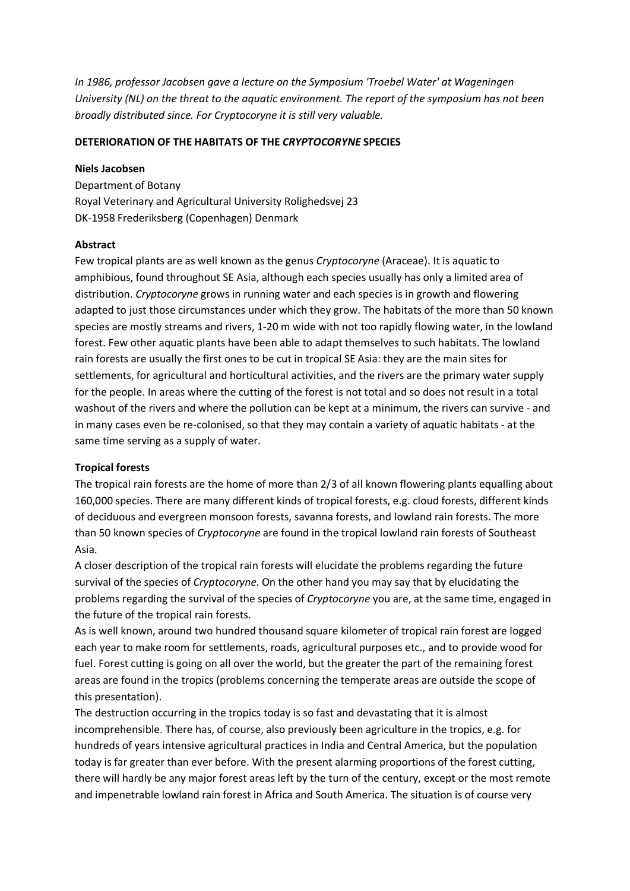*In 1986, professor Jacobsen gave a lecture on the Symposium 'Troebel Water' at Wageningen University (NL) on the threat to the aquatic environment. The report of the symposium has not been broadly distributed since. For Cryptocoryne it is still very valuable.*

**DETERIORATION OF THE HABITATS OF THE *CRYPTOCORYNE* SPECIES**

**Niels Jacobsen**

Department of Botany
Royal Veterinary and Agricultural University Rolighedsvej 23
DK-1958 Frederiksberg (Copenhagen) Denmark

**Abstract**

Few tropical plants are as well known as the genus *Cryptocoryne* (Araceae). It is aquatic to amphibious, found throughout SE Asia, although each species usually has only a limited area of distribution. *Cryptocoryne* grows in running water and each species is in growth and flowering adapted to just those circumstances under which they grow. The habitats of the more than 50 known species are mostly streams and rivers, 1-20 m wide with not too rapidly flowing water, in the lowland forest. Few other aquatic plants have been able to adapt themselves to such habitats. The lowland rain forests are usually the first ones to be cut in tropical SE Asia: they are the main sites for settlements, for agricultural and horticultural activities, and the rivers are the primary water supply for the people. In areas where the cutting of the forest is not total and so does not result in a total washout of the rivers and where the pollution can be kept at a minimum, the rivers can survive - and in many cases even be re-colonised, so that they may contain a variety of aquatic habitats - at the same time serving as a supply of water.

**Tropical forests**

The tropical rain forests are the home of more than 2/3 of all known flowering plants equalling about 160,000 species. There are many different kinds of tropical forests, e.g. cloud forests, different kinds of deciduous and evergreen monsoon forests, savanna forests, and lowland rain forests. The more than 50 known species of *Cryptocoryne* are found in the tropical lowland rain forests of Southeast Asia.

A closer description of the tropical rain forests will elucidate the problems regarding the future survival of the species of *Cryptocoryne*. On the other hand you may say that by elucidating the problems regarding the survival of the species of *Cryptocoryne* you are, at the same time, engaged in the future of the tropical rain forests.

As is well known, around two hundred thousand square kilometer of tropical rain forest are logged each year to make room for settlements, roads, agricultural purposes etc., and to provide wood for fuel. Forest cutting is going on all over the world, but the greater the part of the remaining forest areas are found in the tropics (problems concerning the temperate areas are outside the scope of this presentation).

The destruction occurring in the tropics today is so fast and devastating that it is almost incomprehensible. There has, of course, also previously been agriculture in the tropics, e.g. for hundreds of years intensive agricultural practices in India and Central America, but the population today is far greater than ever before. With the present alarming proportions of the forest cutting, there will hardly be any major forest areas left by the turn of the century, except or the most remote and impenetrable lowland rain forest in Africa and South America. The situation is of course very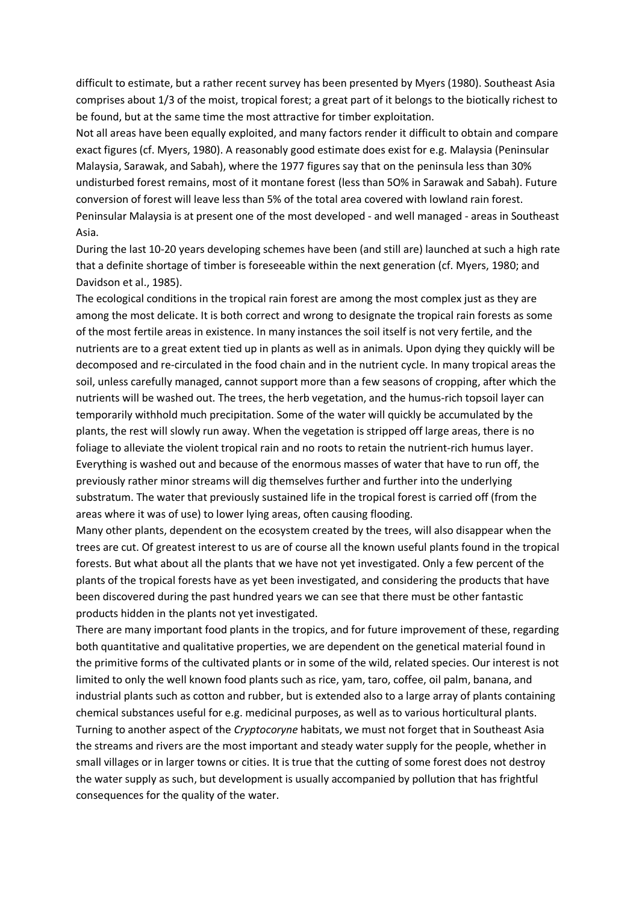difficult to estimate, but a rather recent survey has been presented by Myers (1980). Southeast Asia comprises about 1/3 of the moist, tropical forest; a great part of it belongs to the biotically richest to be found, but at the same time the most attractive for timber exploitation.

Not all areas have been equally exploited, and many factors render it difficult to obtain and compare exact figures (cf. Myers, 1980). A reasonably good estimate does exist for e.g. Malaysia (Peninsular Malaysia, Sarawak, and Sabah), where the 1977 figures say that on the peninsula less than 30% undisturbed forest remains, most of it montane forest (less than 5O% in Sarawak and Sabah). Future conversion of forest will leave less than 5% of the total area covered with lowland rain forest. Peninsular Malaysia is at present one of the most developed - and well managed - areas in Southeast Asia.

During the last 10-20 years developing schemes have been (and still are) launched at such a high rate that a definite shortage of timber is foreseeable within the next generation (cf. Myers, 1980; and Davidson et al., 1985).

The ecological conditions in the tropical rain forest are among the most complex just as they are among the most delicate. It is both correct and wrong to designate the tropical rain forests as some of the most fertile areas in existence. In many instances the soil itself is not very fertile, and the nutrients are to a great extent tied up in plants as well as in animals. Upon dying they quickly will be decomposed and re-circulated in the food chain and in the nutrient cycle. In many tropical areas the soil, unless carefully managed, cannot support more than a few seasons of cropping, after which the nutrients will be washed out. The trees, the herb vegetation, and the humus-rich topsoil layer can temporarily withhold much precipitation. Some of the water will quickly be accumulated by the plants, the rest will slowly run away. When the vegetation is stripped off large areas, there is no foliage to alleviate the violent tropical rain and no roots to retain the nutrient-rich humus layer. Everything is washed out and because of the enormous masses of water that have to run off, the previously rather minor streams will dig themselves further and further into the underlying substratum. The water that previously sustained life in the tropical forest is carried off (from the areas where it was of use) to lower lying areas, often causing flooding.

Many other plants, dependent on the ecosystem created by the trees, will also disappear when the trees are cut. Of greatest interest to us are of course all the known useful plants found in the tropical forests. But what about all the plants that we have not yet investigated. Only a few percent of the plants of the tropical forests have as yet been investigated, and considering the products that have been discovered during the past hundred years we can see that there must be other fantastic products hidden in the plants not yet investigated.

There are many important food plants in the tropics, and for future improvement of these, regarding both quantitative and qualitative properties, we are dependent on the genetical material found in the primitive forms of the cultivated plants or in some of the wild, related species. Our interest is not limited to only the well known food plants such as rice, yam, taro, coffee, oil palm, banana, and industrial plants such as cotton and rubber, but is extended also to a large array of plants containing chemical substances useful for e.g. medicinal purposes, as well as to various horticultural plants.

Turning to another aspect of the *Cryptocoryne* habitats, we must not forget that in Southeast Asia the streams and rivers are the most important and steady water supply for the people, whether in small villages or in larger towns or cities. It is true that the cutting of some forest does not destroy the water supply as such, but development is usually accompanied by pollution that has frightful consequences for the quality of the water.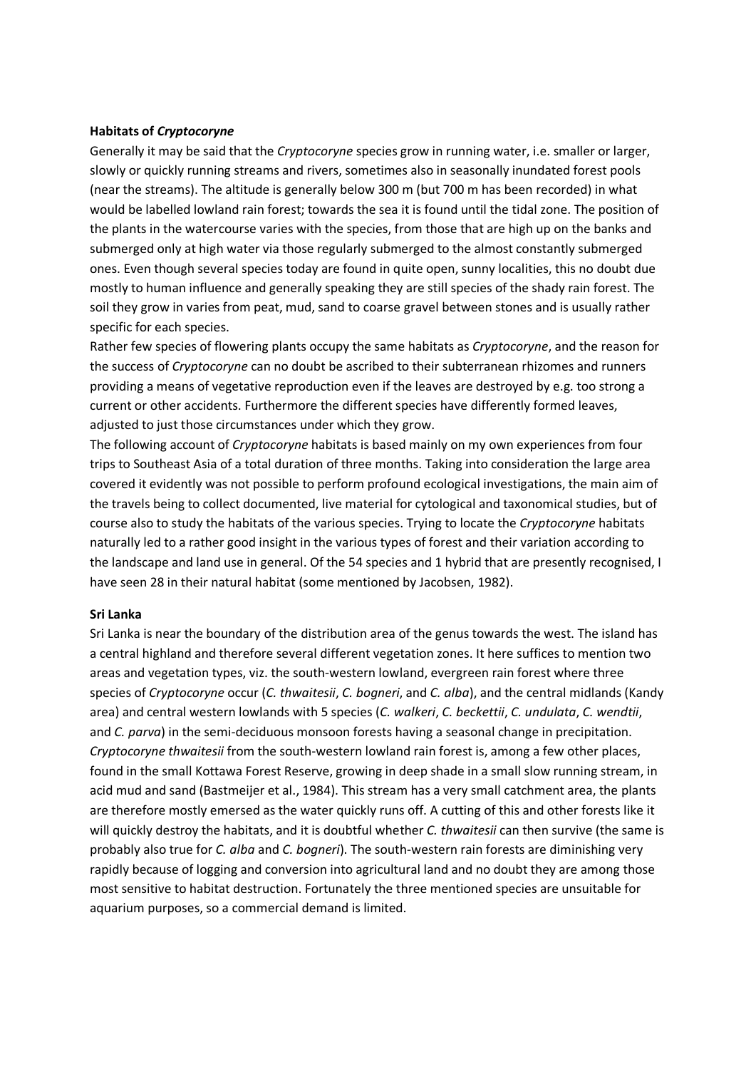**Habitats of *Cryptocoryne***

Generally it may be said that the *Cryptocoryne* species grow in running water, i.e. smaller or larger, slowly or quickly running streams and rivers, sometimes also in seasonally inundated forest pools (near the streams). The altitude is generally below 300 m (but 700 m has been recorded) in what would be labelled lowland rain forest; towards the sea it is found until the tidal zone. The position of the plants in the watercourse varies with the species, from those that are high up on the banks and submerged only at high water via those regularly submerged to the almost constantly submerged ones. Even though several species today are found in quite open, sunny localities, this no doubt due mostly to human influence and generally speaking they are still species of the shady rain forest. The soil they grow in varies from peat, mud, sand to coarse gravel between stones and is usually rather specific for each species.

Rather few species of flowering plants occupy the same habitats as *Cryptocoryne*, and the reason for the success of *Cryptocoryne* can no doubt be ascribed to their subterranean rhizomes and runners providing a means of vegetative reproduction even if the leaves are destroyed by e.g. too strong a current or other accidents. Furthermore the different species have differently formed leaves, adjusted to just those circumstances under which they grow.

The following account of *Cryptocoryne* habitats is based mainly on my own experiences from four trips to Southeast Asia of a total duration of three months. Taking into consideration the large area covered it evidently was not possible to perform profound ecological investigations, the main aim of the travels being to collect documented, live material for cytological and taxonomical studies, but of course also to study the habitats of the various species. Trying to locate the *Cryptocoryne* habitats naturally led to a rather good insight in the various types of forest and their variation according to the landscape and land use in general. Of the 54 species and 1 hybrid that are presently recognised, I have seen 28 in their natural habitat (some mentioned by Jacobsen, 1982).

**Sri Lanka**

Sri Lanka is near the boundary of the distribution area of the genus towards the west. The island has a central highland and therefore several different vegetation zones. It here suffices to mention two areas and vegetation types, viz. the south-western lowland, evergreen rain forest where three species of *Cryptocoryne* occur (*C. thwaitesii*, *C. bogneri*, and *C. alba*), and the central midlands (Kandy area) and central western lowlands with 5 species (*C. walkeri*, *C. beckettii*, *C. undulata*, *C. wendtii*, and *C. parva*) in the semi-deciduous monsoon forests having a seasonal change in precipitation. *Cryptocoryne thwaitesii* from the south-western lowland rain forest is, among a few other places, found in the small Kottawa Forest Reserve, growing in deep shade in a small slow running stream, in acid mud and sand (Bastmeijer et al., 1984). This stream has a very small catchment area, the plants are therefore mostly emersed as the water quickly runs off. A cutting of this and other forests like it will quickly destroy the habitats, and it is doubtful whether *C. thwaitesii* can then survive (the same is probably also true for *C. alba* and *C. bogneri*). The south-western rain forests are diminishing very rapidly because of logging and conversion into agricultural land and no doubt they are among those most sensitive to habitat destruction. Fortunately the three mentioned species are unsuitable for aquarium purposes, so a commercial demand is limited.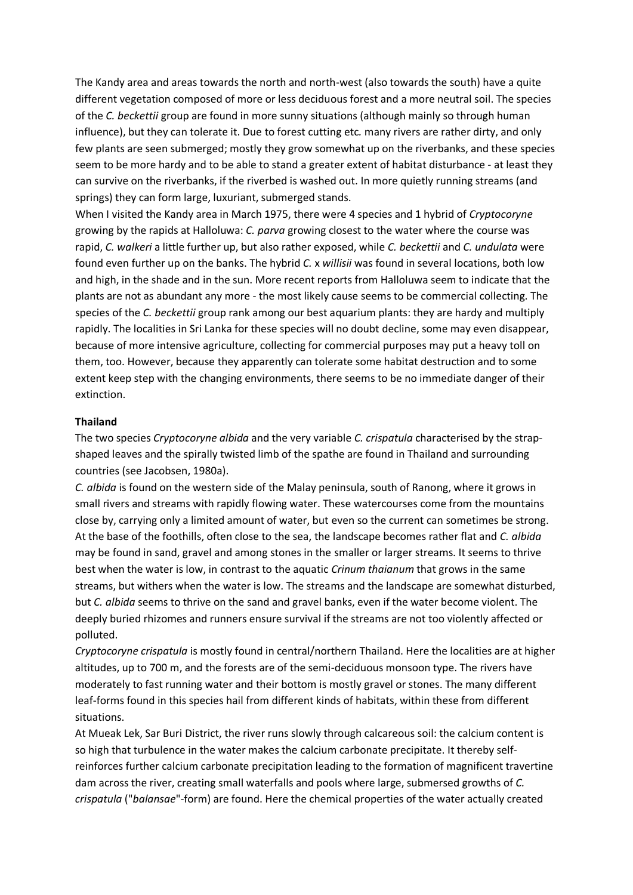The Kandy area and areas towards the north and north-west (also towards the south) have a quite different vegetation composed of more or less deciduous forest and a more neutral soil. The species of the *C. beckettii* group are found in more sunny situations (although mainly so through human influence), but they can tolerate it. Due to forest cutting etc. many rivers are rather dirty, and only few plants are seen submerged; mostly they grow somewhat up on the riverbanks, and these species seem to be more hardy and to be able to stand a greater extent of habitat disturbance - at least they can survive on the riverbanks, if the riverbed is washed out. In more quietly running streams (and springs) they can form large, luxuriant, submerged stands.

When I visited the Kandy area in March 1975, there were 4 species and 1 hybrid of *Cryptocoryne* growing by the rapids at Halloluwa: *C. parva* growing closest to the water where the course was rapid, *C. walkeri* a little further up, but also rather exposed, while *C. beckettii* and *C. undulata* were found even further up on the banks. The hybrid *C.* x *willisii* was found in several locations, both low and high, in the shade and in the sun. More recent reports from Halloluwa seem to indicate that the plants are not as abundant any more - the most likely cause seems to be commercial collecting. The species of the *C. beckettii* group rank among our best aquarium plants: they are hardy and multiply rapidly. The localities in Sri Lanka for these species will no doubt decline, some may even disappear, because of more intensive agriculture, collecting for commercial purposes may put a heavy toll on them, too. However, because they apparently can tolerate some habitat destruction and to some extent keep step with the changing environments, there seems to be no immediate danger of their extinction.

**Thailand**

The two species *Cryptocoryne albida* and the very variable *C. crispatula* characterised by the strap-shaped leaves and the spirally twisted limb of the spathe are found in Thailand and surrounding countries (see Jacobsen, 1980a).

*C. albida* is found on the western side of the Malay peninsula, south of Ranong, where it grows in small rivers and streams with rapidly flowing water. These watercourses come from the mountains close by, carrying only a limited amount of water, but even so the current can sometimes be strong. At the base of the foothills, often close to the sea, the landscape becomes rather flat and *C. albida* may be found in sand, gravel and among stones in the smaller or larger streams. It seems to thrive best when the water is low, in contrast to the aquatic *Crinum thaianum* that grows in the same streams, but withers when the water is low. The streams and the landscape are somewhat disturbed, but *C. albida* seems to thrive on the sand and gravel banks, even if the water become violent. The deeply buried rhizomes and runners ensure survival if the streams are not too violently affected or polluted.

*Cryptocoryne crispatula* is mostly found in central/northern Thailand. Here the localities are at higher altitudes, up to 700 m, and the forests are of the semi-deciduous monsoon type. The rivers have moderately to fast running water and their bottom is mostly gravel or stones. The many different leaf-forms found in this species hail from different kinds of habitats, within these from different situations.

At Mueak Lek, Sar Buri District, the river runs slowly through calcareous soil: the calcium content is so high that turbulence in the water makes the calcium carbonate precipitate. It thereby self-reinforces further calcium carbonate precipitation leading to the formation of magnificent travertine dam across the river, creating small waterfalls and pools where large, submersed growths of *C. crispatula* ("*balansae*"-form) are found. Here the chemical properties of the water actually created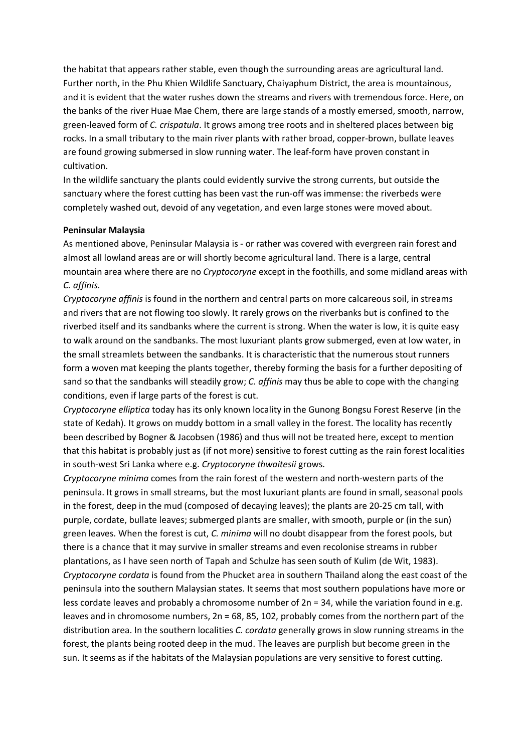the habitat that appears rather stable, even though the surrounding areas are agricultural land. Further north, in the Phu Khien Wildlife Sanctuary, Chaiyaphum District, the area is mountainous, and it is evident that the water rushes down the streams and rivers with tremendous force. Here, on the banks of the river Huae Mae Chem, there are large stands of a mostly emersed, smooth, narrow, green-leaved form of *C. crispatula*. It grows among tree roots and in sheltered places between big rocks. In a small tributary to the main river plants with rather broad, copper-brown, bullate leaves are found growing submersed in slow running water. The leaf-form have proven constant in cultivation.

In the wildlife sanctuary the plants could evidently survive the strong currents, but outside the sanctuary where the forest cutting has been vast the run-off was immense: the riverbeds were completely washed out, devoid of any vegetation, and even large stones were moved about.

**Peninsular Malaysia**

As mentioned above, Peninsular Malaysia is - or rather was covered with evergreen rain forest and almost all lowland areas are or will shortly become agricultural land. There is a large, central mountain area where there are no *Cryptocoryne* except in the foothills, and some midland areas with *C. affinis*.

*Cryptocoryne affinis* is found in the northern and central parts on more calcareous soil, in streams and rivers that are not flowing too slowly. It rarely grows on the riverbanks but is confined to the riverbed itself and its sandbanks where the current is strong. When the water is low, it is quite easy to walk around on the sandbanks. The most luxuriant plants grow submerged, even at low water, in the small streamlets between the sandbanks. It is characteristic that the numerous stout runners form a woven mat keeping the plants together, thereby forming the basis for a further depositing of sand so that the sandbanks will steadily grow; *C. affinis* may thus be able to cope with the changing conditions, even if large parts of the forest is cut.

*Cryptocoryne elliptica* today has its only known locality in the Gunong Bongsu Forest Reserve (in the state of Kedah). It grows on muddy bottom in a small valley in the forest. The locality has recently been described by Bogner & Jacobsen (1986) and thus will not be treated here, except to mention that this habitat is probably just as (if not more) sensitive to forest cutting as the rain forest localities in south-west Sri Lanka where e.g. *Cryptocoryne thwaitesii* grows.

*Cryptocoryne minima* comes from the rain forest of the western and north-western parts of the peninsula. It grows in small streams, but the most luxuriant plants are found in small, seasonal pools in the forest, deep in the mud (composed of decaying leaves); the plants are 20-25 cm tall, with purple, cordate, bullate leaves; submerged plants are smaller, with smooth, purple or (in the sun) green leaves. When the forest is cut, *C. minima* will no doubt disappear from the forest pools, but there is a chance that it may survive in smaller streams and even recolonise streams in rubber plantations, as I have seen north of Tapah and Schulze has seen south of Kulim (de Wit, 1983).

*Cryptocoryne cordata* is found from the Phucket area in southern Thailand along the east coast of the peninsula into the southern Malaysian states. It seems that most southern populations have more or less cordate leaves and probably a chromosome number of 2n = 34, while the variation found in e.g. leaves and in chromosome numbers, 2n = 68, 85, 102, probably comes from the northern part of the distribution area. In the southern localities *C. cordata* generally grows in slow running streams in the forest, the plants being rooted deep in the mud. The leaves are purplish but become green in the sun. It seems as if the habitats of the Malaysian populations are very sensitive to forest cutting.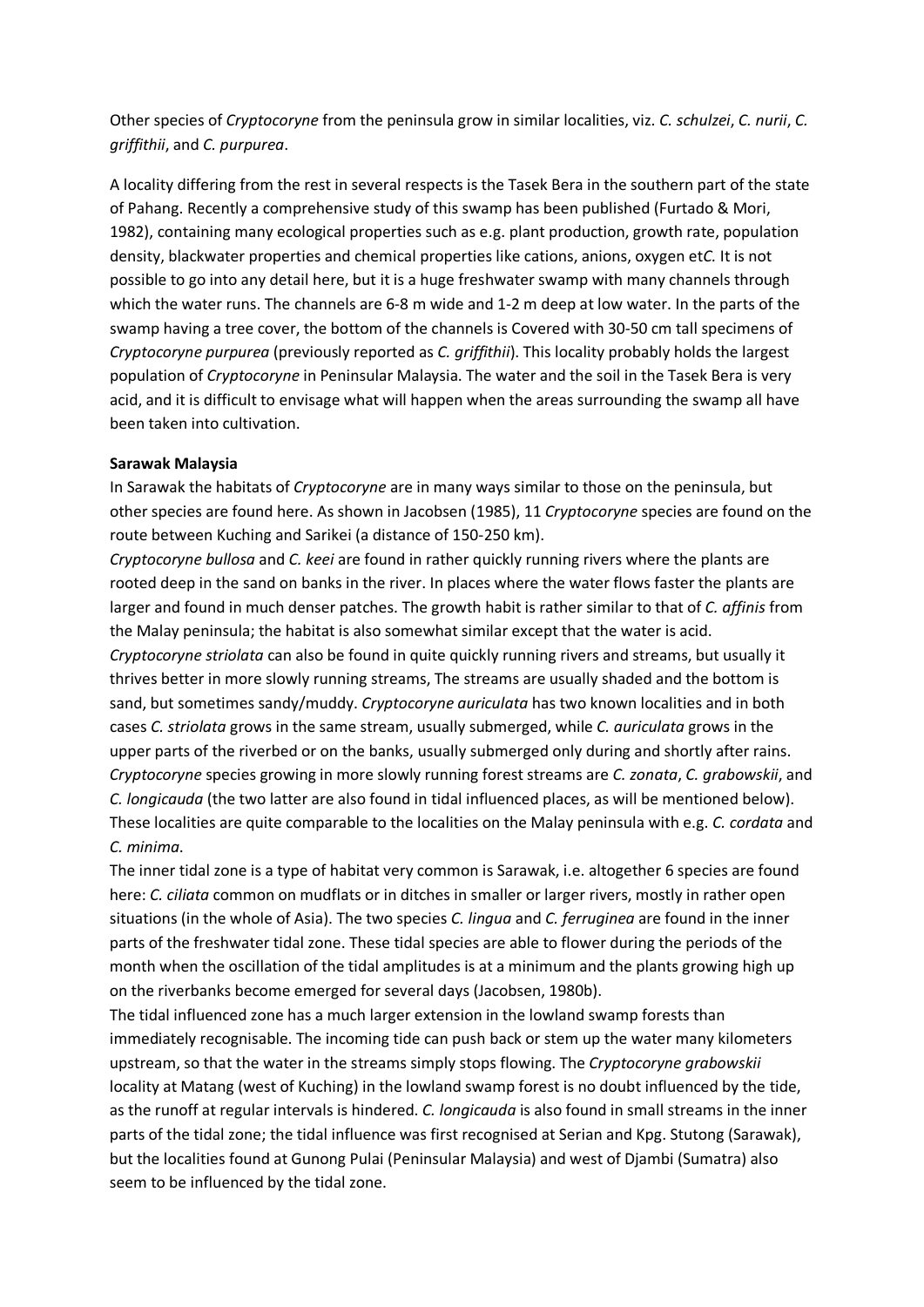Other species of *Cryptocoryne* from the peninsula grow in similar localities, viz. *C. schulzei*, *C. nurii*, *C. griffithii*, and *C. purpurea*.

A locality differing from the rest in several respects is the Tasek Bera in the southern part of the state of Pahang. Recently a comprehensive study of this swamp has been published (Furtado & Mori, 1982), containing many ecological properties such as e.g. plant production, growth rate, population density, blackwater properties and chemical properties like cations, anions, oxygen et*C.* It is not possible to go into any detail here, but it is a huge freshwater swamp with many channels through which the water runs. The channels are 6-8 m wide and 1-2 m deep at low water. In the parts of the swamp having a tree cover, the bottom of the channels is Covered with 30-50 cm tall specimens of *Cryptocoryne purpurea* (previously reported as *C. griffithii*). This locality probably holds the largest population of *Cryptocoryne* in Peninsular Malaysia. The water and the soil in the Tasek Bera is very acid, and it is difficult to envisage what will happen when the areas surrounding the swamp all have been taken into cultivation.

**Sarawak Malaysia**

In Sarawak the habitats of *Cryptocoryne* are in many ways similar to those on the peninsula, but other species are found here. As shown in Jacobsen (1985), 11 *Cryptocoryne* species are found on the route between Kuching and Sarikei (a distance of 150-250 km).

*Cryptocoryne bullosa* and *C. keei* are found in rather quickly running rivers where the plants are rooted deep in the sand on banks in the river. In places where the water flows faster the plants are larger and found in much denser patches. The growth habit is rather similar to that of *C. affinis* from the Malay peninsula; the habitat is also somewhat similar except that the water is acid.

*Cryptocoryne striolata* can also be found in quite quickly running rivers and streams, but usually it thrives better in more slowly running streams, The streams are usually shaded and the bottom is sand, but sometimes sandy/muddy. *Cryptocoryne auriculata* has two known localities and in both cases *C. striolata* grows in the same stream, usually submerged, while *C. auriculata* grows in the upper parts of the riverbed or on the banks, usually submerged only during and shortly after rains.

*Cryptocoryne* species growing in more slowly running forest streams are *C. zonata*, *C. grabowskii*, and *C. longicauda* (the two latter are also found in tidal influenced places, as will be mentioned below). These localities are quite comparable to the localities on the Malay peninsula with e.g. *C. cordata* and *C. minima*.

The inner tidal zone is a type of habitat very common is Sarawak, i.e. altogether 6 species are found here: *C. ciliata* common on mudflats or in ditches in smaller or larger rivers, mostly in rather open situations (in the whole of Asia). The two species *C. lingua* and *C. ferruginea* are found in the inner parts of the freshwater tidal zone. These tidal species are able to flower during the periods of the month when the oscillation of the tidal amplitudes is at a minimum and the plants growing high up on the riverbanks become emerged for several days (Jacobsen, 1980b).

The tidal influenced zone has a much larger extension in the lowland swamp forests than immediately recognisable. The incoming tide can push back or stem up the water many kilometers upstream, so that the water in the streams simply stops flowing. The *Cryptocoryne grabowskii* locality at Matang (west of Kuching) in the lowland swamp forest is no doubt influenced by the tide, as the runoff at regular intervals is hindered. *C. longicauda* is also found in small streams in the inner parts of the tidal zone; the tidal influence was first recognised at Serian and Kpg. Stutong (Sarawak), but the localities found at Gunong Pulai (Peninsular Malaysia) and west of Djambi (Sumatra) also seem to be influenced by the tidal zone.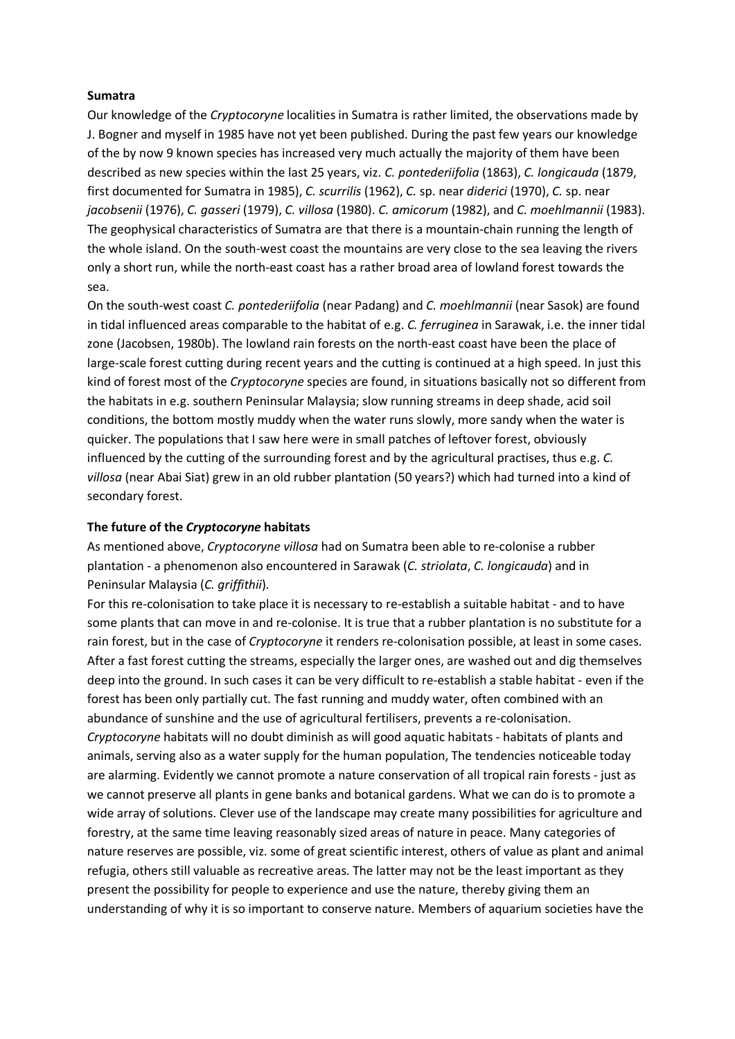**Sumatra**

Our knowledge of the *Cryptocoryne* localities in Sumatra is rather limited, the observations made by J. Bogner and myself in 1985 have not yet been published. During the past few years our knowledge of the by now 9 known species has increased very much actually the majority of them have been described as new species within the last 25 years, viz. *C. pontederiifolia* (1863), *C. longicauda* (1879, first documented for Sumatra in 1985), *C. scurrilis* (1962), *C.* sp. near *diderici* (1970), *C.* sp. near *jacobsenii* (1976), *C. gasseri* (1979), *C. villosa* (1980). *C. amicorum* (1982), and *C. moehlmannii* (1983). The geophysical characteristics of Sumatra are that there is a mountain-chain running the length of the whole island. On the south-west coast the mountains are very close to the sea leaving the rivers only a short run, while the north-east coast has a rather broad area of lowland forest towards the sea.

On the south-west coast *C. pontederiifolia* (near Padang) and *C. moehlmannii* (near Sasok) are found in tidal influenced areas comparable to the habitat of e.g. *C. ferruginea* in Sarawak, i.e. the inner tidal zone (Jacobsen, 1980b). The lowland rain forests on the north-east coast have been the place of large-scale forest cutting during recent years and the cutting is continued at a high speed. In just this kind of forest most of the *Cryptocoryne* species are found, in situations basically not so different from the habitats in e.g. southern Peninsular Malaysia; slow running streams in deep shade, acid soil conditions, the bottom mostly muddy when the water runs slowly, more sandy when the water is quicker. The populations that I saw here were in small patches of leftover forest, obviously influenced by the cutting of the surrounding forest and by the agricultural practises, thus e.g. *C. villosa* (near Abai Siat) grew in an old rubber plantation (50 years?) which had turned into a kind of secondary forest.

**The future of the *Cryptocoryne* habitats**

As mentioned above, *Cryptocoryne villosa* had on Sumatra been able to re-colonise a rubber plantation - a phenomenon also encountered in Sarawak (*C. striolata*, *C. longicauda*) and in Peninsular Malaysia (*C. griffithii*).

For this re-colonisation to take place it is necessary to re-establish a suitable habitat - and to have some plants that can move in and re-colonise. It is true that a rubber plantation is no substitute for a rain forest, but in the case of *Cryptocoryne* it renders re-colonisation possible, at least in some cases. After a fast forest cutting the streams, especially the larger ones, are washed out and dig themselves deep into the ground. In such cases it can be very difficult to re-establish a stable habitat - even if the forest has been only partially cut. The fast running and muddy water, often combined with an abundance of sunshine and the use of agricultural fertilisers, prevents a re-colonisation.

*Cryptocoryne* habitats will no doubt diminish as will good aquatic habitats - habitats of plants and animals, serving also as a water supply for the human population, The tendencies noticeable today are alarming. Evidently we cannot promote a nature conservation of all tropical rain forests - just as we cannot preserve all plants in gene banks and botanical gardens. What we can do is to promote a wide array of solutions. Clever use of the landscape may create many possibilities for agriculture and forestry, at the same time leaving reasonably sized areas of nature in peace. Many categories of nature reserves are possible, viz. some of great scientific interest, others of value as plant and animal refugia, others still valuable as recreative areas. The latter may not be the least important as they present the possibility for people to experience and use the nature, thereby giving them an understanding of why it is so important to conserve nature. Members of aquarium societies have the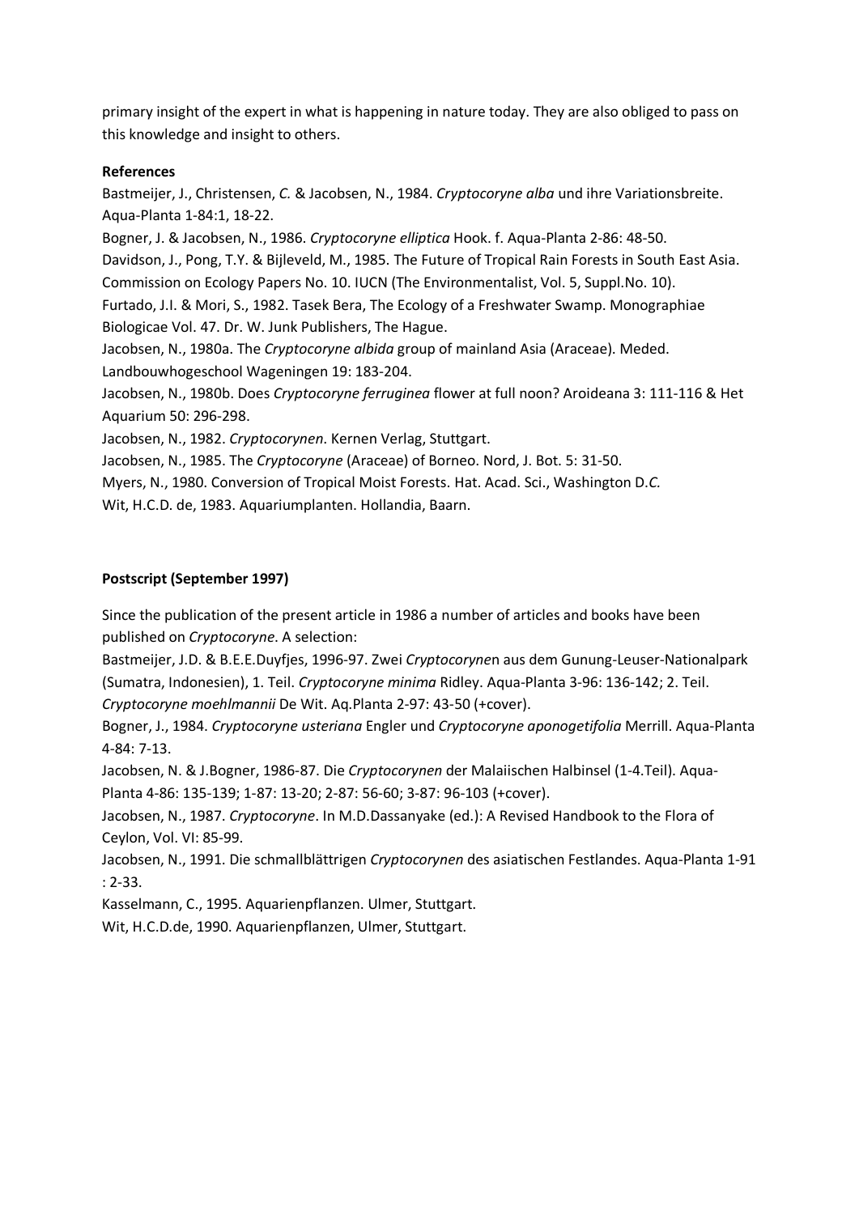primary insight of the expert in what is happening in nature today. They are also obliged to pass on this knowledge and insight to others.

**References**

Bastmeijer, J., Christensen, *C.* & Jacobsen, N., 1984. *Cryptocoryne alba* und ihre Variationsbreite. Aqua-Planta 1-84:1, 18-22.

Bogner, J. & Jacobsen, N., 1986. *Cryptocoryne elliptica* Hook. f. Aqua-Planta 2-86: 48-50.

Davidson, J., Pong, T.Y. & Bijleveld, M., 1985. The Future of Tropical Rain Forests in South East Asia. Commission on Ecology Papers No. 10. IUCN (The Environmentalist, Vol. 5, Suppl.No. 10).

Furtado, J.I. & Mori, S., 1982. Tasek Bera, The Ecology of a Freshwater Swamp. Monographiae Biologicae Vol. 47. Dr. W. Junk Publishers, The Hague.

Jacobsen, N., 1980a. The *Cryptocoryne albida* group of mainland Asia (Araceae). Meded. Landbouwhogeschool Wageningen 19: 183-204.

Jacobsen, N., 1980b. Does *Cryptocoryne ferruginea* flower at full noon? Aroideana 3: 111-116 & Het Aquarium 50: 296-298.

Jacobsen, N., 1982. *Cryptocorynen*. Kernen Verlag, Stuttgart.

Jacobsen, N., 1985. The *Cryptocoryne* (Araceae) of Borneo. Nord, J. Bot. 5: 31-50.

Myers, N., 1980. Conversion of Tropical Moist Forests. Hat. Acad. Sci., Washington D.*C.*

Wit, H.C.D. de, 1983. Aquariumplanten. Hollandia, Baarn.

**Postscript (September 1997)**

Since the publication of the present article in 1986 a number of articles and books have been published on *Cryptocoryne*. A selection:

Bastmeijer, J.D. & B.E.E.Duyfjes, 1996-97. Zwei *Cryptocoryne*n aus dem Gunung-Leuser-Nationalpark (Sumatra, Indonesien), 1. Teil. *Cryptocoryne minima* Ridley. Aqua-Planta 3-96: 136-142; 2. Teil. *Cryptocoryne moehlmannii* De Wit. Aq.Planta 2-97: 43-50 (+cover).

Bogner, J., 1984. *Cryptocoryne usteriana* Engler und *Cryptocoryne aponogetifolia* Merrill. Aqua-Planta 4-84: 7-13.

Jacobsen, N. & J.Bogner, 1986-87. Die *Cryptocorynen* der Malaiischen Halbinsel (1-4.Teil). Aqua-Planta 4-86: 135-139; 1-87: 13-20; 2-87: 56-60; 3-87: 96-103 (+cover).

Jacobsen, N., 1987. *Cryptocoryne*. In M.D.Dassanyake (ed.): A Revised Handbook to the Flora of Ceylon, Vol. VI: 85-99.

Jacobsen, N., 1991. Die schmallblättrigen *Cryptocorynen* des asiatischen Festlandes. Aqua-Planta 1-91 : 2-33.

Kasselmann, C., 1995. Aquarienpflanzen. Ulmer, Stuttgart.

Wit, H.C.D.de, 1990. Aquarienpflanzen, Ulmer, Stuttgart.